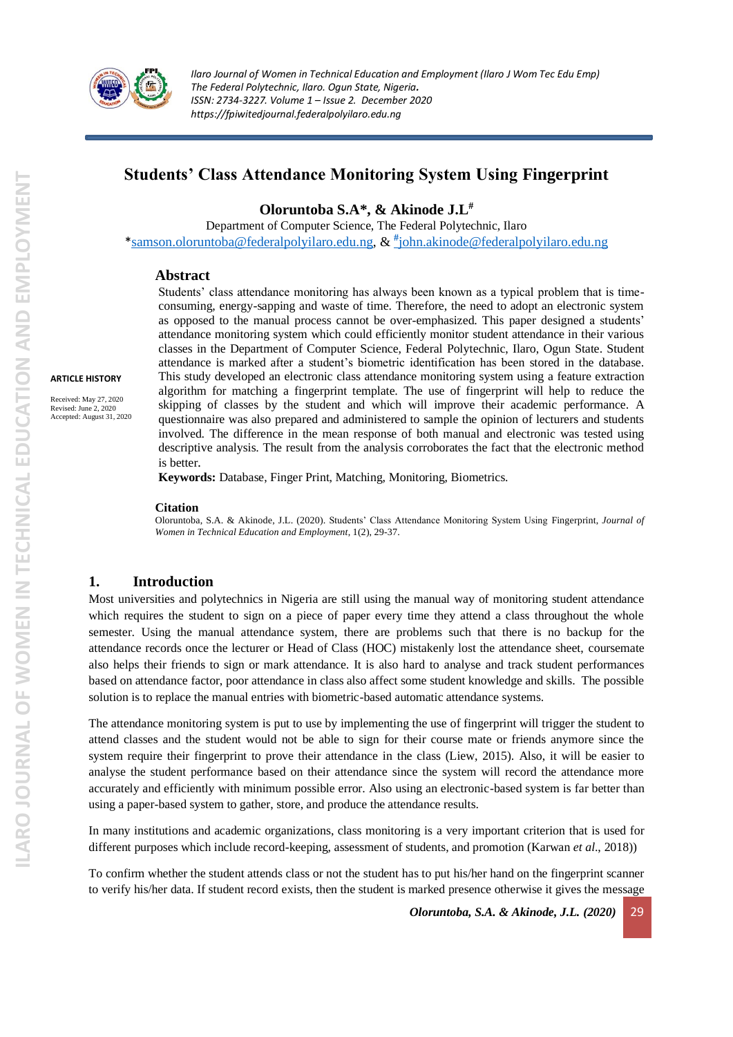# Students' Class Attendance Monitoring System Using Fingerprint

**Oloruntoba S.A*, & Akinode J.L[#]**

Department of Computer Science, The Federal Polytechnic, Ilaro

*samson.oloruntoba@federalpolyilaro.edu.ng, & [#]john.akinode@federalpolyilaro.edu.ng

**ARTICLE HISTORY**

Received: May 27, 2020
Revised: June 2, 2020
Accepted: August 31, 2020

## Abstract

Students' class attendance monitoring has always been known as a typical problem that is time-consuming, energy-sapping and waste of time. Therefore, the need to adopt an electronic system as opposed to the manual process cannot be over-emphasized. This paper designed a students' attendance monitoring system which could efficiently monitor student attendance in their various classes in the Department of Computer Science, Federal Polytechnic, Ilaro, Ogun State. Student attendance is marked after a student's biometric identification has been stored in the database. This study developed an electronic class attendance monitoring system using a feature extraction algorithm for matching a fingerprint template. The use of fingerprint will help to reduce the skipping of classes by the student and which will improve their academic performance. A questionnaire was also prepared and administered to sample the opinion of lecturers and students involved. The difference in the mean response of both manual and electronic was tested using descriptive analysis. The result from the analysis corroborates the fact that the electronic method is better.

**Keywords:** Database, Finger Print, Matching, Monitoring, Biometrics.

**Citation**

Oloruntoba, S.A. & Akinode, J.L. (2020). Students' Class Attendance Monitoring System Using Fingerprint, *Journal of Women in Technical Education and Employment*, 1(2), 29-37.

## 1. Introduction

Most universities and polytechnics in Nigeria are still using the manual way of monitoring student attendance which requires the student to sign on a piece of paper every time they attend a class throughout the whole semester. Using the manual attendance system, there are problems such that there is no backup for the attendance records once the lecturer or Head of Class (HOC) mistakenly lost the attendance sheet, coursemate also helps their friends to sign or mark attendance. It is also hard to analyse and track student performances based on attendance factor, poor attendance in class also affect some student knowledge and skills. The possible solution is to replace the manual entries with biometric-based automatic attendance systems.

The attendance monitoring system is put to use by implementing the use of fingerprint will trigger the student to attend classes and the student would not be able to sign for their course mate or friends anymore since the system require their fingerprint to prove their attendance in the class (Liew, 2015). Also, it will be easier to analyse the student performance based on their attendance since the system will record the attendance more accurately and efficiently with minimum possible error. Also using an electronic-based system is far better than using a paper-based system to gather, store, and produce the attendance results.

In many institutions and academic organizations, class monitoring is a very important criterion that is used for different purposes which include record-keeping, assessment of students, and promotion (Karwan *et al*., 2018))

To confirm whether the student attends class or not the student has to put his/her hand on the fingerprint scanner to verify his/her data. If student record exists, then the student is marked presence otherwise it gives the message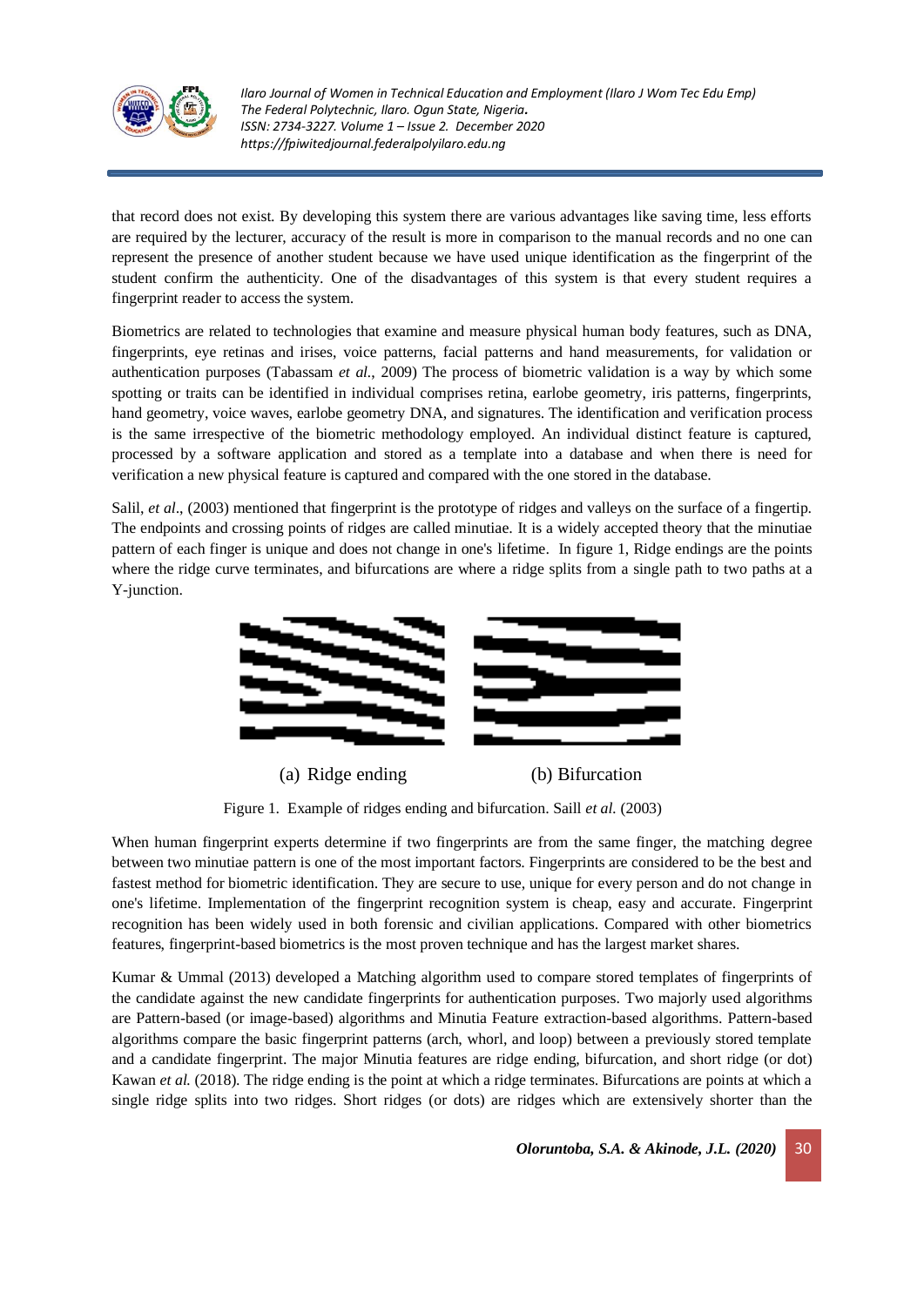that record does not exist. By developing this system there are various advantages like saving time, less efforts are required by the lecturer, accuracy of the result is more in comparison to the manual records and no one can represent the presence of another student because we have used unique identification as the fingerprint of the student confirm the authenticity. One of the disadvantages of this system is that every student requires a fingerprint reader to access the system.

Biometrics are related to technologies that examine and measure physical human body features, such as DNA, fingerprints, eye retinas and irises, voice patterns, facial patterns and hand measurements, for validation or authentication purposes (Tabassam *et al.*, 2009) The process of biometric validation is a way by which some spotting or traits can be identified in individual comprises retina, earlobe geometry, iris patterns, fingerprints, hand geometry, voice waves, earlobe geometry DNA, and signatures. The identification and verification process is the same irrespective of the biometric methodology employed. An individual distinct feature is captured, processed by a software application and stored as a template into a database and when there is need for verification a new physical feature is captured and compared with the one stored in the database.

Salil, *et al*., (2003) mentioned that fingerprint is the prototype of ridges and valleys on the surface of a fingertip. The endpoints and crossing points of ridges are called minutiae. It is a widely accepted theory that the minutiae pattern of each finger is unique and does not change in one's lifetime. In figure 1, Ridge endings are the points where the ridge curve terminates, and bifurcations are where a ridge splits from a single path to two paths at a Y-junction.

(a) Ridge ending (b) Bifurcation

Figure 1. Example of ridges ending and bifurcation. Saill *et al.* (2003)

When human fingerprint experts determine if two fingerprints are from the same finger, the matching degree between two minutiae pattern is one of the most important factors. Fingerprints are considered to be the best and fastest method for biometric identification. They are secure to use, unique for every person and do not change in one's lifetime. Implementation of the fingerprint recognition system is cheap, easy and accurate. Fingerprint recognition has been widely used in both forensic and civilian applications. Compared with other biometrics features, fingerprint-based biometrics is the most proven technique and has the largest market shares.

Kumar & Ummal (2013) developed a Matching algorithm used to compare stored templates of fingerprints of the candidate against the new candidate fingerprints for authentication purposes. Two majorly used algorithms are Pattern-based (or image-based) algorithms and Minutia Feature extraction-based algorithms. Pattern-based algorithms compare the basic fingerprint patterns (arch, whorl, and loop) between a previously stored template and a candidate fingerprint. The major Minutia features are ridge ending, bifurcation, and short ridge (or dot) Kawan *et al.* (2018). The ridge ending is the point at which a ridge terminates. Bifurcations are points at which a single ridge splits into two ridges. Short ridges (or dots) are ridges which are extensively shorter than the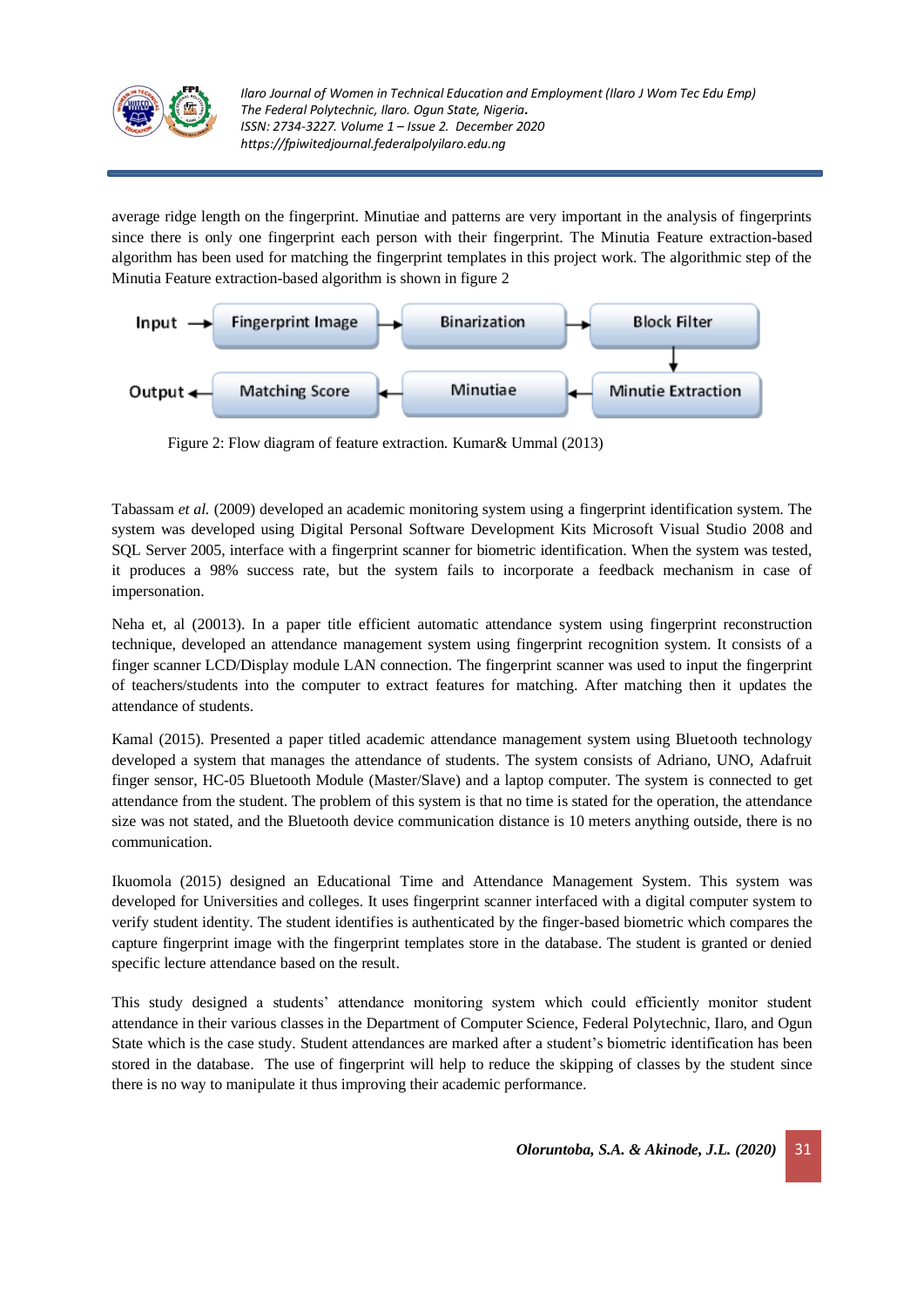average ridge length on the fingerprint. Minutiae and patterns are very important in the analysis of fingerprints since there is only one fingerprint each person with their fingerprint. The Minutia Feature extraction-based algorithm has been used for matching the fingerprint templates in this project work. The algorithmic step of the Minutia Feature extraction-based algorithm is shown in figure 2

Input → Fingerprint Image → Binarization → Block Filter → Minutie Extraction → Minutiae → Matching Score → Output

Figure 2: Flow diagram of feature extraction. Kumar& Ummal (2013)

Tabassam *et al.* (2009) developed an academic monitoring system using a fingerprint identification system. The system was developed using Digital Personal Software Development Kits Microsoft Visual Studio 2008 and SQL Server 2005, interface with a fingerprint scanner for biometric identification. When the system was tested, it produces a 98% success rate, but the system fails to incorporate a feedback mechanism in case of impersonation.

Neha et, al (20013). In a paper title efficient automatic attendance system using fingerprint reconstruction technique, developed an attendance management system using fingerprint recognition system. It consists of a finger scanner LCD/Display module LAN connection. The fingerprint scanner was used to input the fingerprint of teachers/students into the computer to extract features for matching. After matching then it updates the attendance of students.

Kamal (2015). Presented a paper titled academic attendance management system using Bluetooth technology developed a system that manages the attendance of students. The system consists of Adriano, UNO, Adafruit finger sensor, HC-05 Bluetooth Module (Master/Slave) and a laptop computer. The system is connected to get attendance from the student. The problem of this system is that no time is stated for the operation, the attendance size was not stated, and the Bluetooth device communication distance is 10 meters anything outside, there is no communication.

Ikuomola (2015) designed an Educational Time and Attendance Management System. This system was developed for Universities and colleges. It uses fingerprint scanner interfaced with a digital computer system to verify student identity. The student identifies is authenticated by the finger-based biometric which compares the capture fingerprint image with the fingerprint templates store in the database. The student is granted or denied specific lecture attendance based on the result.

This study designed a students' attendance monitoring system which could efficiently monitor student attendance in their various classes in the Department of Computer Science, Federal Polytechnic, Ilaro, and Ogun State which is the case study. Student attendances are marked after a student's biometric identification has been stored in the database. The use of fingerprint will help to reduce the skipping of classes by the student since there is no way to manipulate it thus improving their academic performance.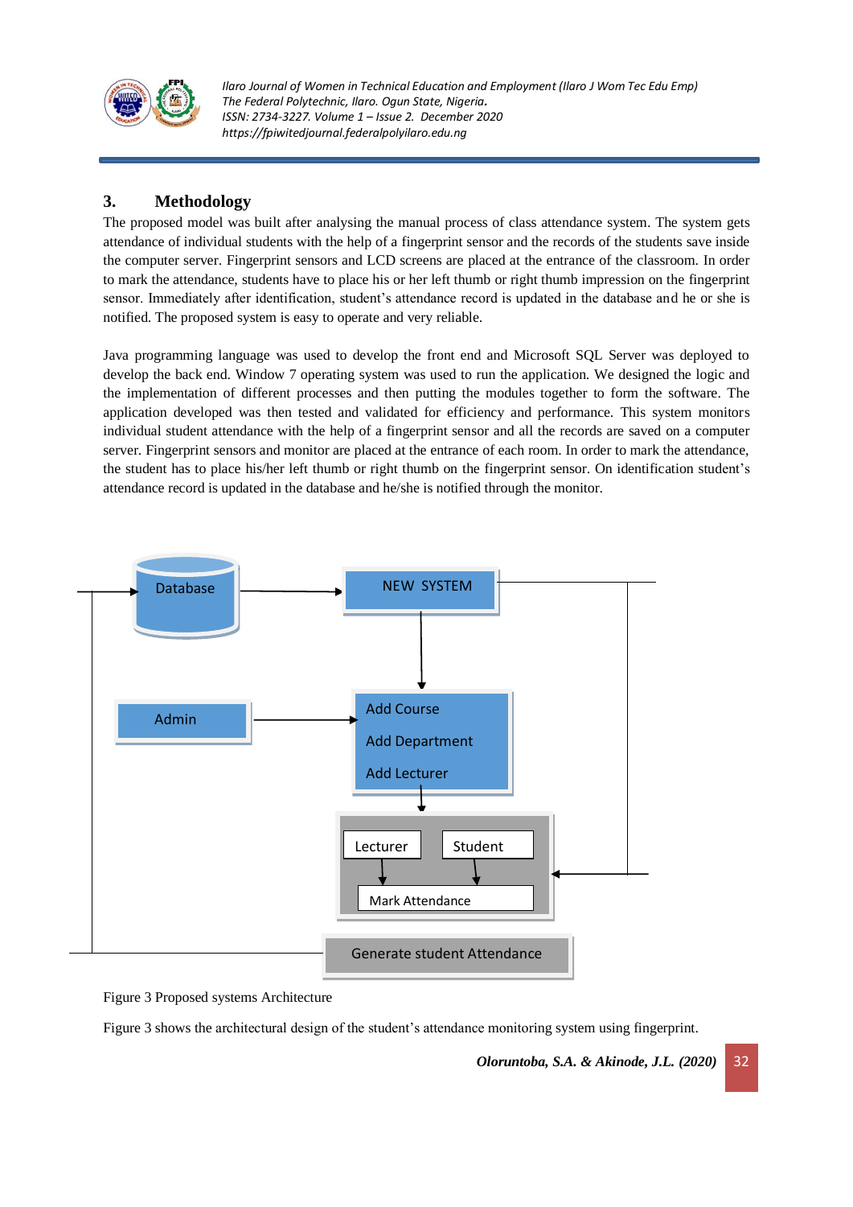## 3. Methodology

The proposed model was built after analysing the manual process of class attendance system. The system gets attendance of individual students with the help of a fingerprint sensor and the records of the students save inside the computer server. Fingerprint sensors and LCD screens are placed at the entrance of the classroom. In order to mark the attendance, students have to place his or her left thumb or right thumb impression on the fingerprint sensor. Immediately after identification, student's attendance record is updated in the database and he or she is notified. The proposed system is easy to operate and very reliable.

Java programming language was used to develop the front end and Microsoft SQL Server was deployed to develop the back end. Window 7 operating system was used to run the application. We designed the logic and the implementation of different processes and then putting the modules together to form the software. The application developed was then tested and validated for efficiency and performance. This system monitors individual student attendance with the help of a fingerprint sensor and all the records are saved on a computer server. Fingerprint sensors and monitor are placed at the entrance of each room. In order to mark the attendance, the student has to place his/her left thumb or right thumb on the fingerprint sensor. On identification student's attendance record is updated in the database and he/she is notified through the monitor.

Database

NEW SYSTEM

Admin

Add Course

Add Department

Add Lecturer

Lecturer

Student

Mark Attendance

Generate student Attendance

Figure 3 Proposed systems Architecture

Figure 3 shows the architectural design of the student's attendance monitoring system using fingerprint.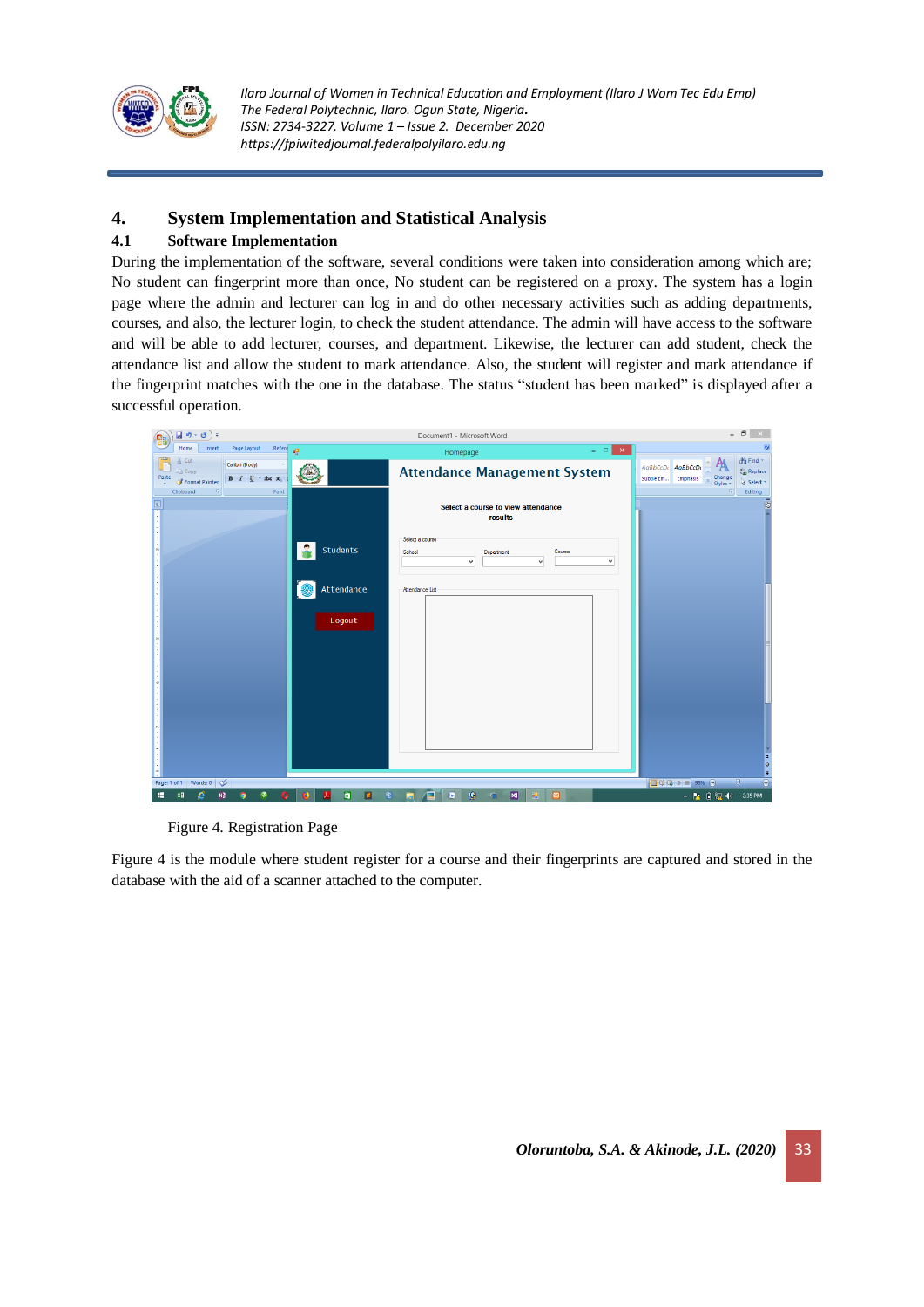## 4. System Implementation and Statistical Analysis

### 4.1 Software Implementation

During the implementation of the software, several conditions were taken into consideration among which are; No student can fingerprint more than once, No student can be registered on a proxy. The system has a login page where the admin and lecturer can log in and do other necessary activities such as adding departments, courses, and also, the lecturer login, to check the student attendance. The admin will have access to the software and will be able to add lecturer, courses, and department. Likewise, the lecturer can add student, check the attendance list and allow the student to mark attendance. Also, the student will register and mark attendance if the fingerprint matches with the one in the database. The status "student has been marked" is displayed after a successful operation.

Figure 4. Registration Page

Figure 4 is the module where student register for a course and their fingerprints are captured and stored in the database with the aid of a scanner attached to the computer.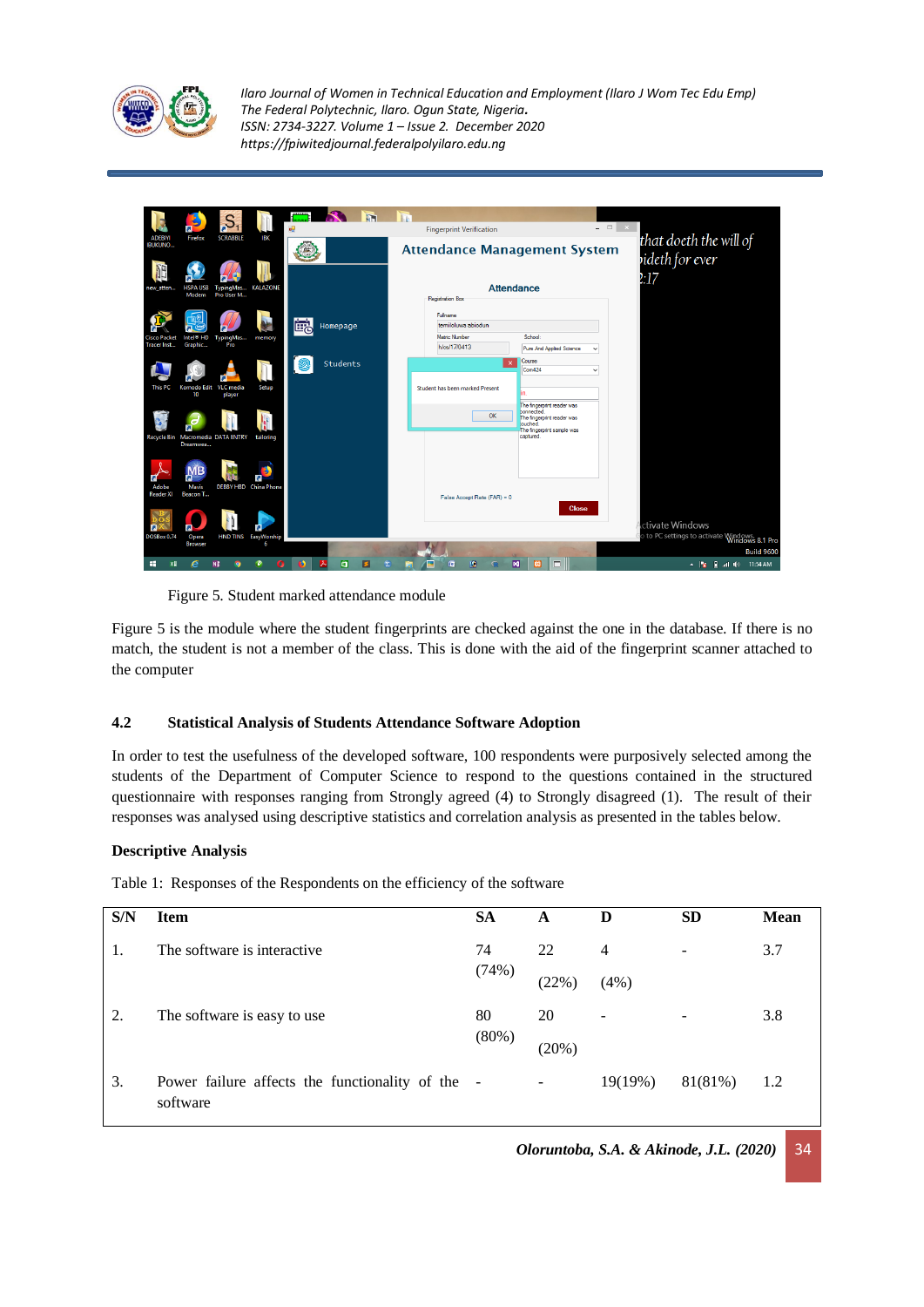Figure 5. Student marked attendance module

Figure 5 is the module where the student fingerprints are checked against the one in the database. If there is no match, the student is not a member of the class. This is done with the aid of the fingerprint scanner attached to the computer

### 4.2 Statistical Analysis of Students Attendance Software Adoption

In order to test the usefulness of the developed software, 100 respondents were purposively selected among the students of the Department of Computer Science to respond to the questions contained in the structured questionnaire with responses ranging from Strongly agreed (4) to Strongly disagreed (1). The result of their responses was analysed using descriptive statistics and correlation analysis as presented in the tables below.

**Descriptive Analysis**

Table 1: Responses of the Respondents on the efficiency of the software

| S/N | Item | SA | A | D | SD | Mean |
|---|---|---|---|---|---|---|
| 1. | The software is interactive | 74 (74%) | 22 (22%) | 4 (4%) | - | 3.7 |
| 2. | The software is easy to use | 80 (80%) | 20 (20%) | - | - | 3.8 |
| 3. | Power failure affects the functionality of the software | - | - | 19(19%) | 81(81%) | 1.2 |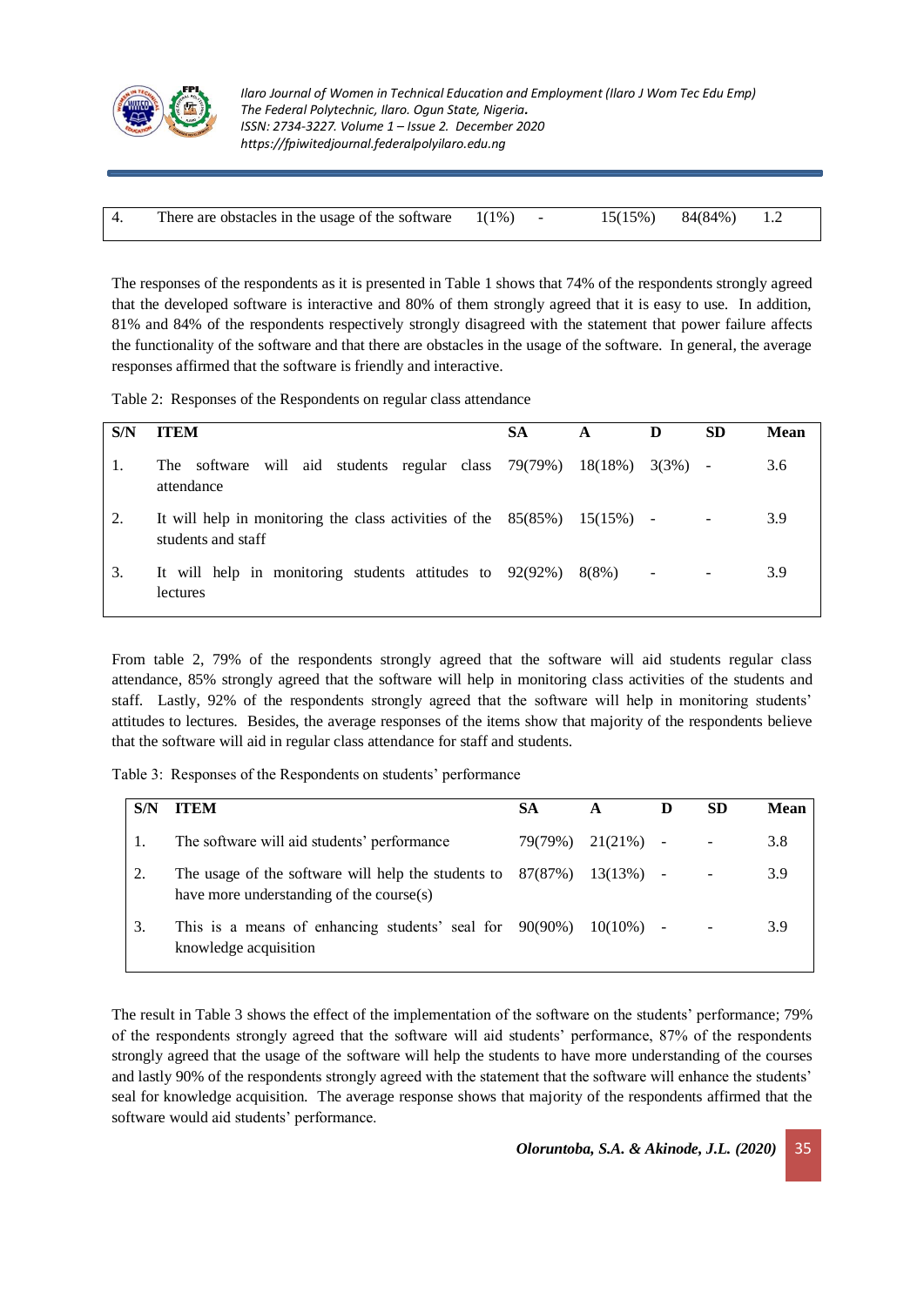| | | | | | | |
|---|---|---|---|---|---|---|
| 4. | There are obstacles in the usage of the software | 1(1%) | - | 15(15%) | 84(84%) | 1.2 |

The responses of the respondents as it is presented in Table 1 shows that 74% of the respondents strongly agreed that the developed software is interactive and 80% of them strongly agreed that it is easy to use. In addition, 81% and 84% of the respondents respectively strongly disagreed with the statement that power failure affects the functionality of the software and that there are obstacles in the usage of the software. In general, the average responses affirmed that the software is friendly and interactive.

Table 2: Responses of the Respondents on regular class attendance

| S/N | ITEM | SA | A | D | SD | Mean |
|---|---|---|---|---|---|---|
| 1. | The software will aid students regular class attendance | 79(79%) | 18(18%) | 3(3%) | - | 3.6 |
| 2. | It will help in monitoring the class activities of the students and staff | 85(85%) | 15(15%) | - | - | 3.9 |
| 3. | It will help in monitoring students attitudes to lectures | 92(92%) | 8(8%) | - | - | 3.9 |

From table 2, 79% of the respondents strongly agreed that the software will aid students regular class attendance, 85% strongly agreed that the software will help in monitoring class activities of the students and staff. Lastly, 92% of the respondents strongly agreed that the software will help in monitoring students' attitudes to lectures. Besides, the average responses of the items show that majority of the respondents believe that the software will aid in regular class attendance for staff and students.

Table 3: Responses of the Respondents on students' performance

| S/N | ITEM | SA | A | D | SD | Mean |
|---|---|---|---|---|---|---|
| 1. | The software will aid students' performance | 79(79%) | 21(21%) | - | - | 3.8 |
| 2. | The usage of the software will help the students to have more understanding of the course(s) | 87(87%) | 13(13%) | - | - | 3.9 |
| 3. | This is a means of enhancing students' seal for knowledge acquisition | 90(90%) | 10(10%) | - | - | 3.9 |

The result in Table 3 shows the effect of the implementation of the software on the students' performance; 79% of the respondents strongly agreed that the software will aid students' performance, 87% of the respondents strongly agreed that the usage of the software will help the students to have more understanding of the courses and lastly 90% of the respondents strongly agreed with the statement that the software will enhance the students' seal for knowledge acquisition. The average response shows that majority of the respondents affirmed that the software would aid students' performance.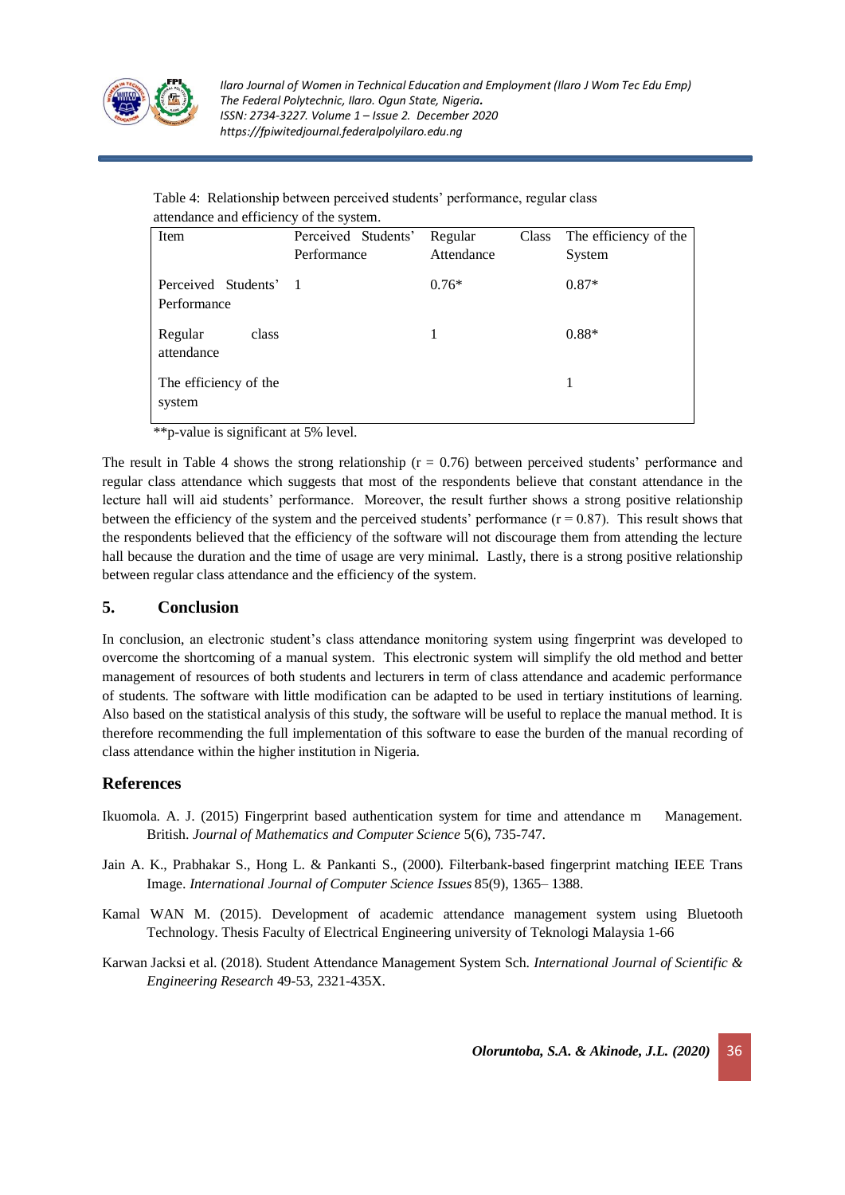Table 4: Relationship between perceived students' performance, regular class attendance and efficiency of the system.

| Item | Perceived Students' Performance | Regular Class Attendance | The efficiency of the System |
|---|---|---|---|
| Perceived Students' Performance | 1 | 0.76* | 0.87* |
| Regular class attendance | | 1 | 0.88* |
| The efficiency of the system | | | 1 |

**p-value is significant at 5% level.

The result in Table 4 shows the strong relationship ($r = 0.76$) between perceived students' performance and regular class attendance which suggests that most of the respondents believe that constant attendance in the lecture hall will aid students' performance. Moreover, the result further shows a strong positive relationship between the efficiency of the system and the perceived students' performance ($r = 0.87$). This result shows that the respondents believed that the efficiency of the software will not discourage them from attending the lecture hall because the duration and the time of usage are very minimal. Lastly, there is a strong positive relationship between regular class attendance and the efficiency of the system.

## 5. Conclusion

In conclusion, an electronic student's class attendance monitoring system using fingerprint was developed to overcome the shortcoming of a manual system. This electronic system will simplify the old method and better management of resources of both students and lecturers in term of class attendance and academic performance of students. The software with little modification can be adapted to be used in tertiary institutions of learning. Also based on the statistical analysis of this study, the software will be useful to replace the manual method. It is therefore recommending the full implementation of this software to ease the burden of the manual recording of class attendance within the higher institution in Nigeria.

## References

Ikuomola. A. J. (2015) Fingerprint based authentication system for time and attendance m Management. British. *Journal of Mathematics and Computer Science* 5(6), 735-747.

Jain A. K., Prabhakar S., Hong L. & Pankanti S., (2000). Filterbank-based fingerprint matching IEEE Trans Image. *International Journal of Computer Science Issues* 85(9), 1365– 1388.

Kamal WAN M. (2015). Development of academic attendance management system using Bluetooth Technology. Thesis Faculty of Electrical Engineering university of Teknologi Malaysia 1-66

Karwan Jacksi et al. (2018). Student Attendance Management System Sch. *International Journal of Scientific & Engineering Research* 49-53, 2321-435X.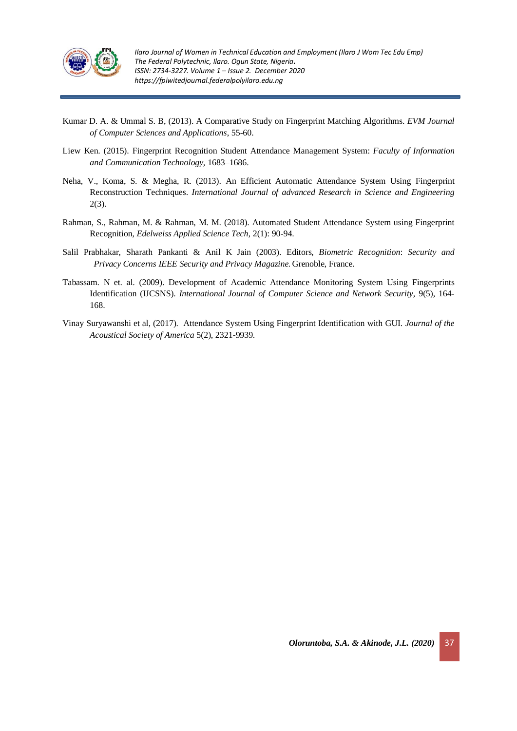Kumar D. A. & Ummal S. B, (2013). A Comparative Study on Fingerprint Matching Algorithms. *EVM Journal of Computer Sciences and Applications*, 55-60.

Liew Ken. (2015). Fingerprint Recognition Student Attendance Management System: *Faculty of Information and Communication Technology*, 1683–1686.

Neha, V., Koma, S. & Megha, R. (2013). An Efficient Automatic Attendance System Using Fingerprint Reconstruction Techniques. *International Journal of advanced Research in Science and Engineering* 2(3).

Rahman, S., Rahman, M. & Rahman, M. M. (2018). Automated Student Attendance System using Fingerprint Recognition, *Edelweiss Applied Science Tech*, 2(1): 90-94.

Salil Prabhakar, Sharath Pankanti & Anil K Jain (2003). Editors, *Biometric Recognition*: *Security and Privacy Concerns IEEE Security and Privacy Magazine.* Grenoble, France.

Tabassam. N et. al. (2009). Development of Academic Attendance Monitoring System Using Fingerprints Identification (IJCSNS). *International Journal of Computer Science and Network Security*, 9(5), 164-168.

Vinay Suryawanshi et al, (2017). Attendance System Using Fingerprint Identification with GUI. *Journal of the Acoustical Society of America* 5(2), 2321-9939.